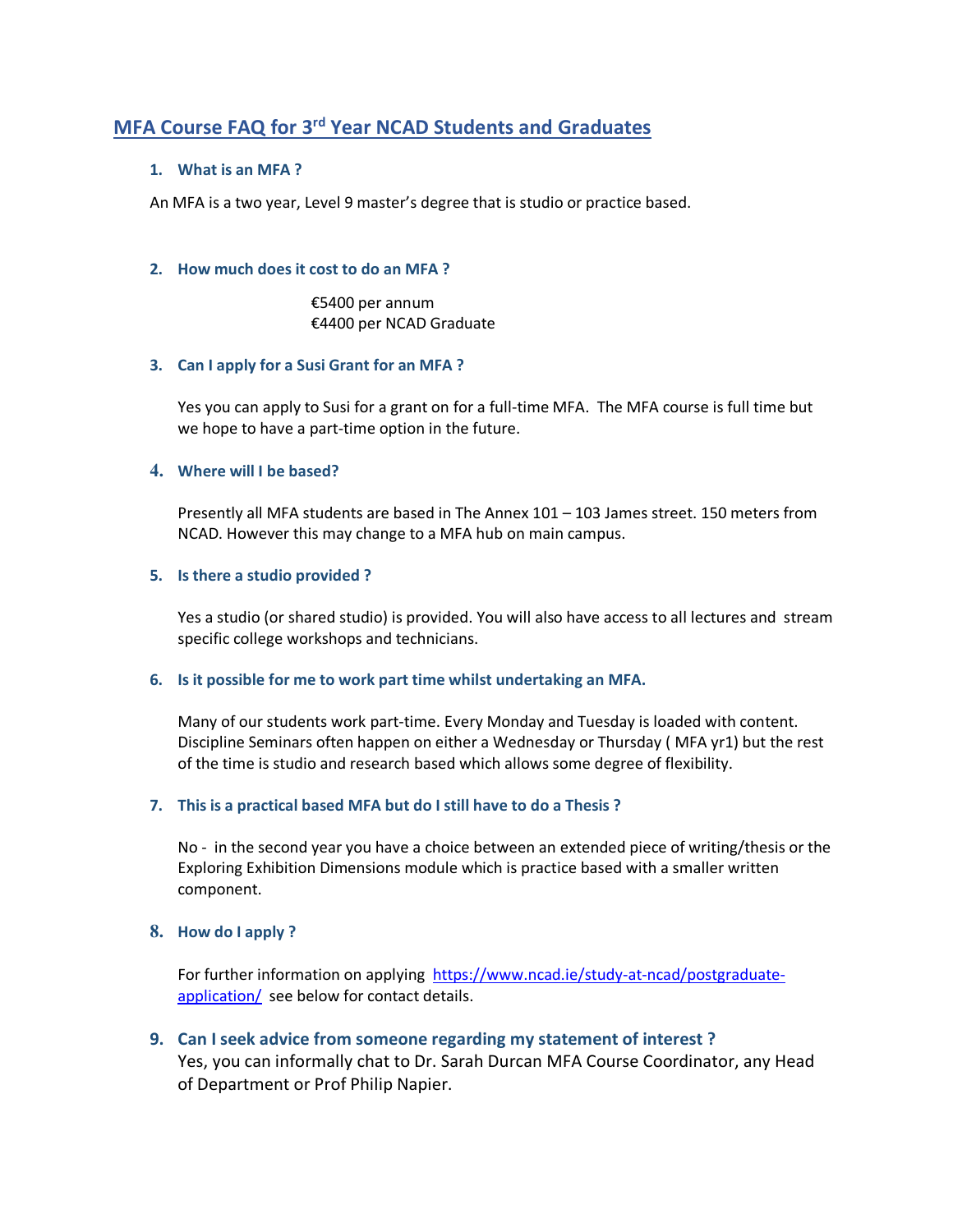# MFA Course FAQ for 3rd Year NCAD Students and Graduates

### 1. What is an MFA ?

An MFA is a two year, Level 9 master's degree that is studio or practice based.

### 2. How much does it cost to do an MFA ?

€5400 per annum
€4400 per NCAD Graduate

### 3. Can I apply for a Susi Grant for an MFA ?

Yes you can apply to Susi for a grant on for a full-time MFA. The MFA course is full time but we hope to have a part-time option in the future.

### 4. Where will I be based?

Presently all MFA students are based in The Annex 101 – 103 James street. 150 meters from NCAD. However this may change to a MFA hub on main campus.

### 5. Is there a studio provided ?

Yes a studio (or shared studio) is provided. You will also have access to all lectures and stream specific college workshops and technicians.

### 6. Is it possible for me to work part time whilst undertaking an MFA.

Many of our students work part-time. Every Monday and Tuesday is loaded with content. Discipline Seminars often happen on either a Wednesday or Thursday ( MFA yr1) but the rest of the time is studio and research based which allows some degree of flexibility.

### 7. This is a practical based MFA but do I still have to do a Thesis ?

No - in the second year you have a choice between an extended piece of writing/thesis or the Exploring Exhibition Dimensions module which is practice based with a smaller written component.

### 8. How do I apply ?

For further information on applying https://www.ncad.ie/study-at-ncad/postgraduate-application/ see below for contact details.

### 9. Can I seek advice from someone regarding my statement of interest ?

Yes, you can informally chat to Dr. Sarah Durcan MFA Course Coordinator, any Head of Department or Prof Philip Napier.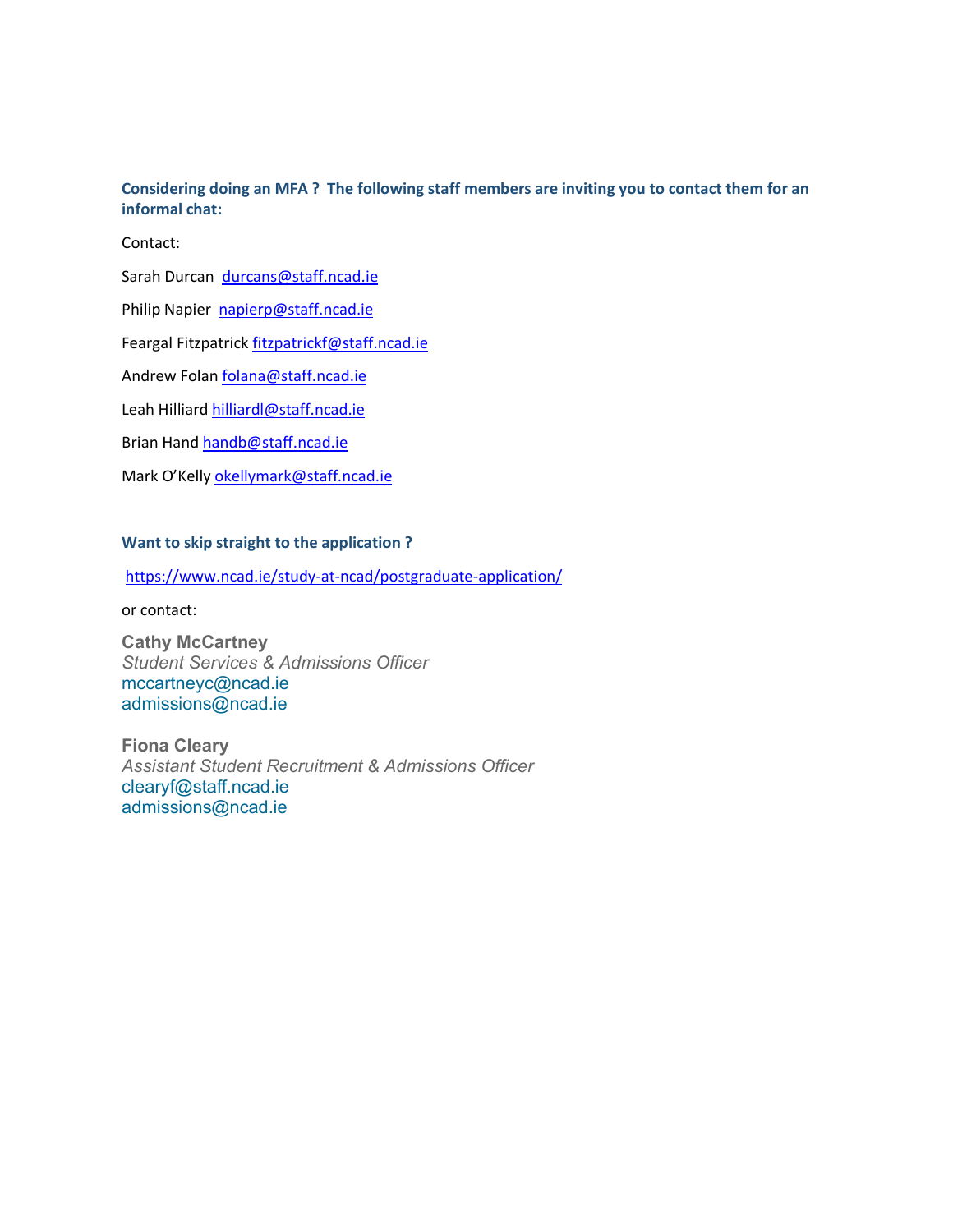**Considering doing an MFA ? The following staff members are inviting you to contact them for an informal chat:**

Contact:

Sarah Durcan durcans@staff.ncad.ie

Philip Napier napierp@staff.ncad.ie

Feargal Fitzpatrick fitzpatrickf@staff.ncad.ie

Andrew Folan folana@staff.ncad.ie

Leah Hilliard hilliardl@staff.ncad.ie

Brian Hand handb@staff.ncad.ie

Mark O'Kelly okellymark@staff.ncad.ie

**Want to skip straight to the application ?**

https://www.ncad.ie/study-at-ncad/postgraduate-application/

or contact:

**Cathy McCartney**
*Student Services & Admissions Officer*
mccartneyc@ncad.ie
admissions@ncad.ie

**Fiona Cleary**
*Assistant Student Recruitment & Admissions Officer*
clearyf@staff.ncad.ie
admissions@ncad.ie